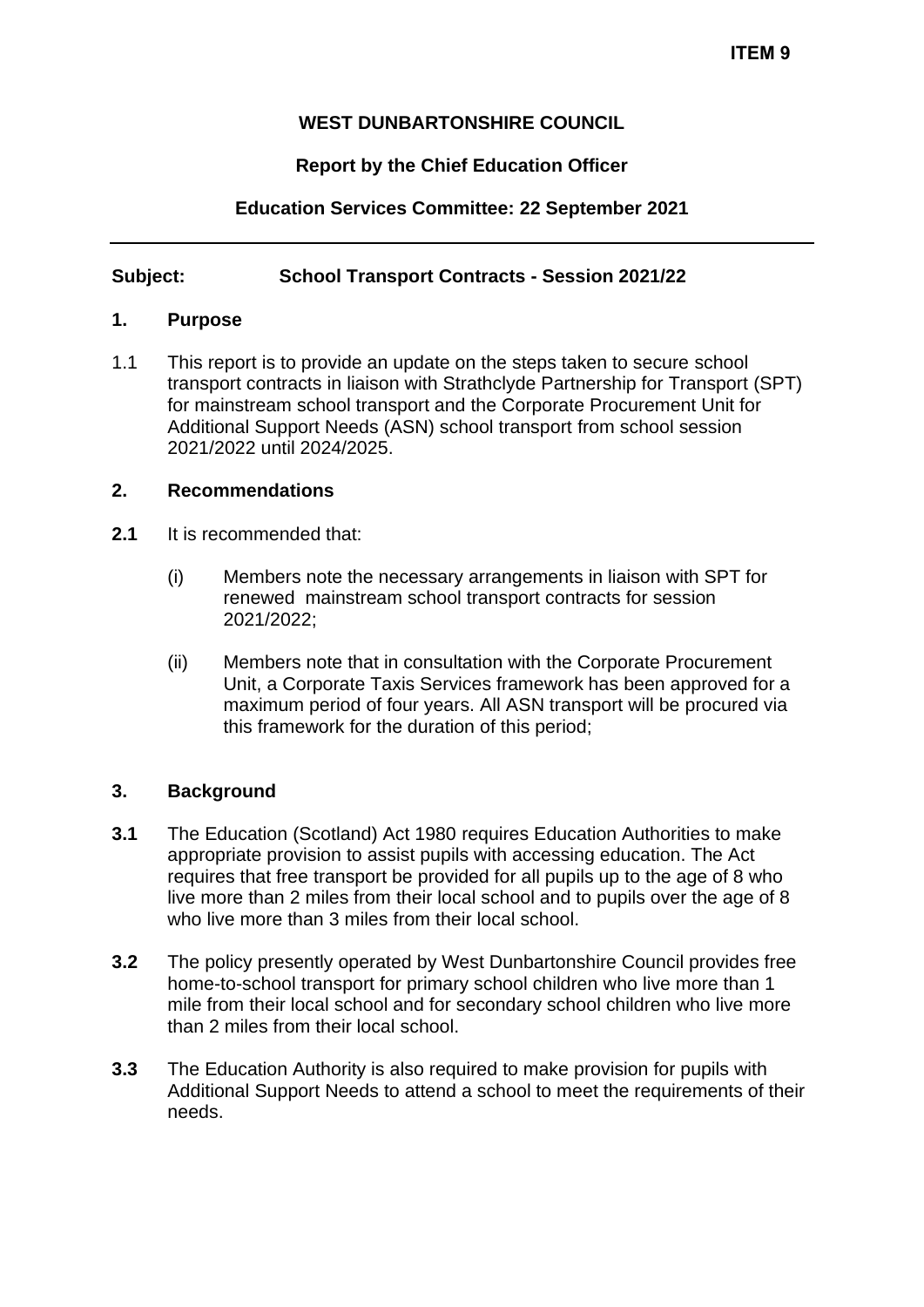**ITEM 9**

**WEST DUNBARTONSHIRE COUNCIL**

**Report by the Chief Education Officer**

**Education Services Committee: 22 September 2021**

---

**Subject: School Transport Contracts - Session 2021/22**

## 1. Purpose

1.1 This report is to provide an update on the steps taken to secure school transport contracts in liaison with Strathclyde Partnership for Transport (SPT) for mainstream school transport and the Corporate Procurement Unit for Additional Support Needs (ASN) school transport from school session 2021/2022 until 2024/2025.

## 2. Recommendations

**2.1** It is recommended that:

(i) Members note the necessary arrangements in liaison with SPT for renewed mainstream school transport contracts for session 2021/2022;

(ii) Members note that in consultation with the Corporate Procurement Unit, a Corporate Taxis Services framework has been approved for a maximum period of four years. All ASN transport will be procured via this framework for the duration of this period;

## 3. Background

**3.1** The Education (Scotland) Act 1980 requires Education Authorities to make appropriate provision to assist pupils with accessing education. The Act requires that free transport be provided for all pupils up to the age of 8 who live more than 2 miles from their local school and to pupils over the age of 8 who live more than 3 miles from their local school.

**3.2** The policy presently operated by West Dunbartonshire Council provides free home-to-school transport for primary school children who live more than 1 mile from their local school and for secondary school children who live more than 2 miles from their local school.

**3.3** The Education Authority is also required to make provision for pupils with Additional Support Needs to attend a school to meet the requirements of their needs.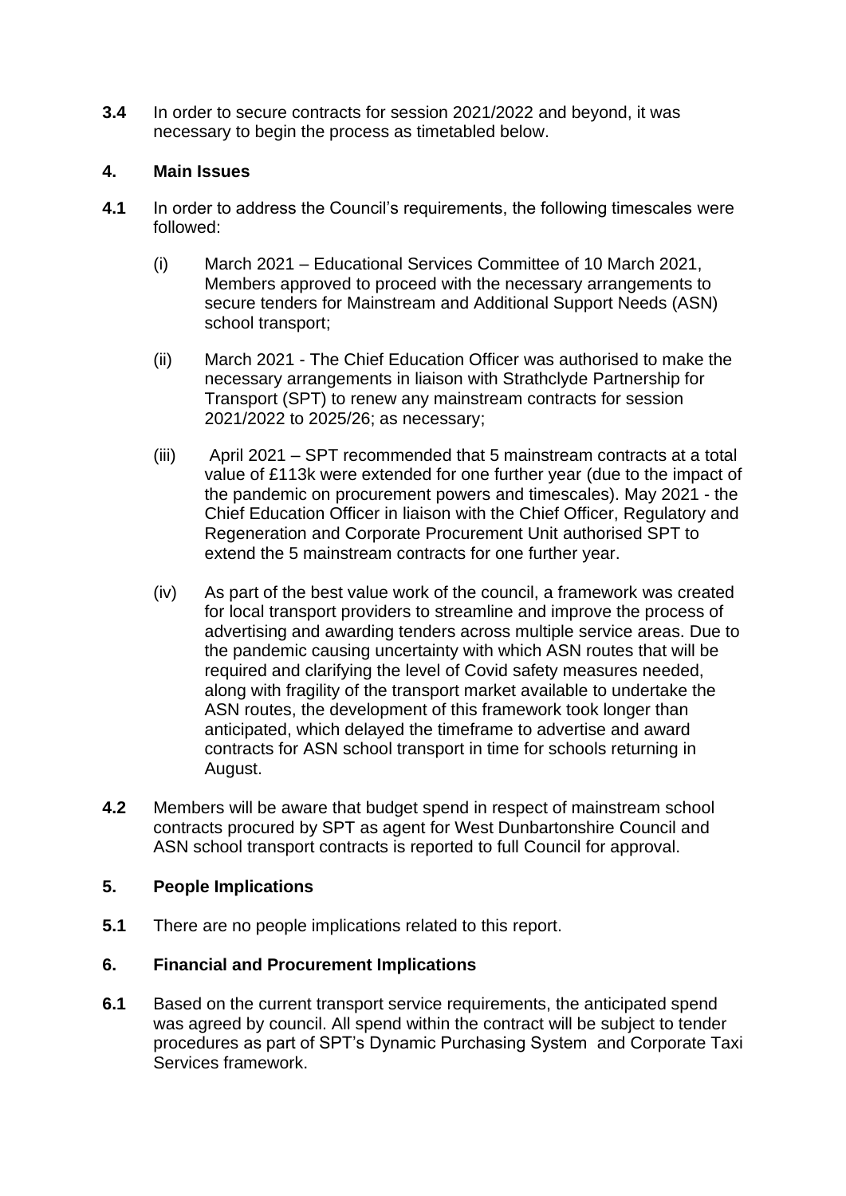**3.4** In order to secure contracts for session 2021/2022 and beyond, it was necessary to begin the process as timetabled below.

## 4. Main Issues

**4.1** In order to address the Council's requirements, the following timescales were followed:

(i) March 2021 – Educational Services Committee of 10 March 2021, Members approved to proceed with the necessary arrangements to secure tenders for Mainstream and Additional Support Needs (ASN) school transport;

(ii) March 2021 - The Chief Education Officer was authorised to make the necessary arrangements in liaison with Strathclyde Partnership for Transport (SPT) to renew any mainstream contracts for session 2021/2022 to 2025/26; as necessary;

(iii) April 2021 – SPT recommended that 5 mainstream contracts at a total value of £113k were extended for one further year (due to the impact of the pandemic on procurement powers and timescales). May 2021 - the Chief Education Officer in liaison with the Chief Officer, Regulatory and Regeneration and Corporate Procurement Unit authorised SPT to extend the 5 mainstream contracts for one further year.

(iv) As part of the best value work of the council, a framework was created for local transport providers to streamline and improve the process of advertising and awarding tenders across multiple service areas. Due to the pandemic causing uncertainty with which ASN routes that will be required and clarifying the level of Covid safety measures needed, along with fragility of the transport market available to undertake the ASN routes, the development of this framework took longer than anticipated, which delayed the timeframe to advertise and award contracts for ASN school transport in time for schools returning in August.

**4.2** Members will be aware that budget spend in respect of mainstream school contracts procured by SPT as agent for West Dunbartonshire Council and ASN school transport contracts is reported to full Council for approval.

## 5. People Implications

**5.1** There are no people implications related to this report.

## 6. Financial and Procurement Implications

**6.1** Based on the current transport service requirements, the anticipated spend was agreed by council. All spend within the contract will be subject to tender procedures as part of SPT's Dynamic Purchasing System and Corporate Taxi Services framework.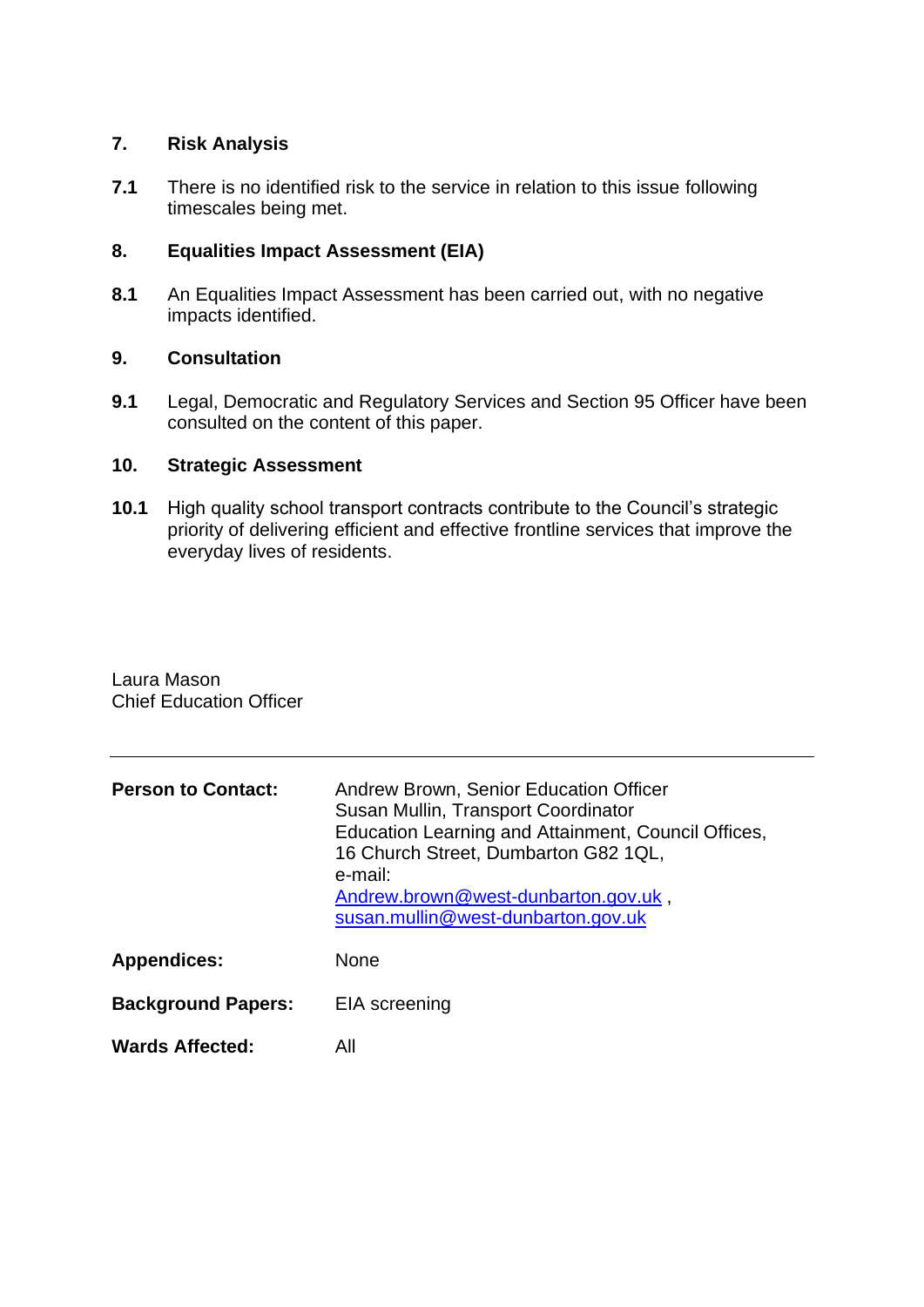## 7. Risk Analysis

**7.1** There is no identified risk to the service in relation to this issue following timescales being met.

## 8. Equalities Impact Assessment (EIA)

**8.1** An Equalities Impact Assessment has been carried out, with no negative impacts identified.

## 9. Consultation

**9.1** Legal, Democratic and Regulatory Services and Section 95 Officer have been consulted on the content of this paper.

## 10. Strategic Assessment

**10.1** High quality school transport contracts contribute to the Council's strategic priority of delivering efficient and effective frontline services that improve the everyday lives of residents.

Laura Mason
Chief Education Officer

---

| | |
|---|---|
| **Person to Contact:** | Andrew Brown, Senior Education Officer<br>Susan Mullin, Transport Coordinator<br>Education Learning and Attainment, Council Offices, 16 Church Street, Dumbarton G82 1QL,<br>e-mail:<br>Andrew.brown@west-dunbarton.gov.uk ,<br>susan.mullin@west-dunbarton.gov.uk |
| **Appendices:** | None |
| **Background Papers:** | EIA screening |
| **Wards Affected:** | All |